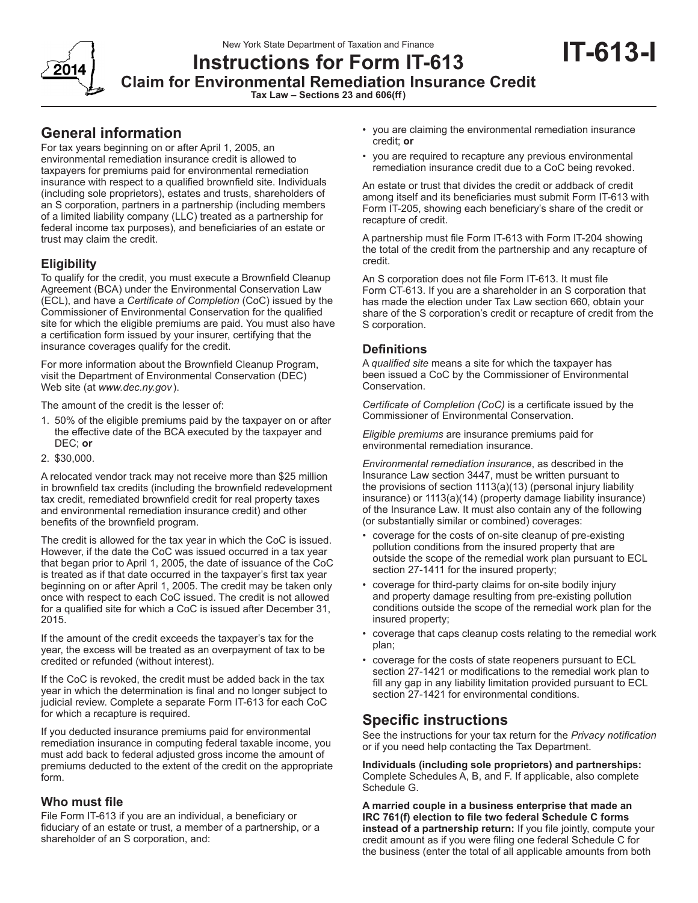New York State Department of Taxation and Finance

# Instructions for Form IT-613

## Claim for Environmental Remediation Insurance Credit

**Tax Law – Sections 23 and 606(ff)**

**IT-613-I**

2014

## General information

For tax years beginning on or after April 1, 2005, an environmental remediation insurance credit is allowed to taxpayers for premiums paid for environmental remediation insurance with respect to a qualified brownfield site. Individuals (including sole proprietors), estates and trusts, shareholders of an S corporation, partners in a partnership (including members of a limited liability company (LLC) treated as a partnership for federal income tax purposes), and beneficiaries of an estate or trust may claim the credit.

### Eligibility

To qualify for the credit, you must execute a Brownfield Cleanup Agreement (BCA) under the Environmental Conservation Law (ECL), and have a *Certificate of Completion* (CoC) issued by the Commissioner of Environmental Conservation for the qualified site for which the eligible premiums are paid. You must also have a certification form issued by your insurer, certifying that the insurance coverages qualify for the credit.

For more information about the Brownfield Cleanup Program, visit the Department of Environmental Conservation (DEC) Web site (at *www.dec.ny.gov*).

The amount of the credit is the lesser of:

1. 50% of the eligible premiums paid by the taxpayer on or after the effective date of the BCA executed by the taxpayer and DEC; **or**
2. $30,000.

A relocated vendor track may not receive more than $25 million in brownfield tax credits (including the brownfield redevelopment tax credit, remediated brownfield credit for real property taxes and environmental remediation insurance credit) and other benefits of the brownfield program.

The credit is allowed for the tax year in which the CoC is issued. However, if the date the CoC was issued occurred in a tax year that began prior to April 1, 2005, the date of issuance of the CoC is treated as if that date occurred in the taxpayer's first tax year beginning on or after April 1, 2005. The credit may be taken only once with respect to each CoC issued. The credit is not allowed for a qualified site for which a CoC is issued after December 31, 2015.

If the amount of the credit exceeds the taxpayer's tax for the year, the excess will be treated as an overpayment of tax to be credited or refunded (without interest).

If the CoC is revoked, the credit must be added back in the tax year in which the determination is final and no longer subject to judicial review. Complete a separate Form IT-613 for each CoC for which a recapture is required.

If you deducted insurance premiums paid for environmental remediation insurance in computing federal taxable income, you must add back to federal adjusted gross income the amount of premiums deducted to the extent of the credit on the appropriate form.

### Who must file

File Form IT-613 if you are an individual, a beneficiary or fiduciary of an estate or trust, a member of a partnership, or a shareholder of an S corporation, and:

- you are claiming the environmental remediation insurance credit; **or**
- you are required to recapture any previous environmental remediation insurance credit due to a CoC being revoked.

An estate or trust that divides the credit or addback of credit among itself and its beneficiaries must submit Form IT-613 with Form IT-205, showing each beneficiary's share of the credit or recapture of credit.

A partnership must file Form IT-613 with Form IT-204 showing the total of the credit from the partnership and any recapture of credit.

An S corporation does not file Form IT-613. It must file Form CT-613. If you are a shareholder in an S corporation that has made the election under Tax Law section 660, obtain your share of the S corporation's credit or recapture of credit from the S corporation.

### Definitions

A *qualified site* means a site for which the taxpayer has been issued a CoC by the Commissioner of Environmental Conservation.

*Certificate of Completion (CoC)* is a certificate issued by the Commissioner of Environmental Conservation.

*Eligible premiums* are insurance premiums paid for environmental remediation insurance.

*Environmental remediation insurance*, as described in the Insurance Law section 3447, must be written pursuant to the provisions of section 1113(a)(13) (personal injury liability insurance) or 1113(a)(14) (property damage liability insurance) of the Insurance Law. It must also contain any of the following (or substantially similar or combined) coverages:

- coverage for the costs of on-site cleanup of pre-existing pollution conditions from the insured property that are outside the scope of the remedial work plan pursuant to ECL section 27-1411 for the insured property;
- coverage for third-party claims for on-site bodily injury and property damage resulting from pre-existing pollution conditions outside the scope of the remedial work plan for the insured property;
- coverage that caps cleanup costs relating to the remedial work plan;
- coverage for the costs of state reopeners pursuant to ECL section 27-1421 or modifications to the remedial work plan to fill any gap in any liability limitation provided pursuant to ECL section 27-1421 for environmental conditions.

## Specific instructions

See the instructions for your tax return for the *Privacy notification* or if you need help contacting the Tax Department.

**Individuals (including sole proprietors) and partnerships:** Complete Schedules A, B, and F. If applicable, also complete Schedule G.

**A married couple in a business enterprise that made an IRC 761(f) election to file two federal Schedule C forms instead of a partnership return:** If you file jointly, compute your credit amount as if you were filing one federal Schedule C for the business (enter the total of all applicable amounts from both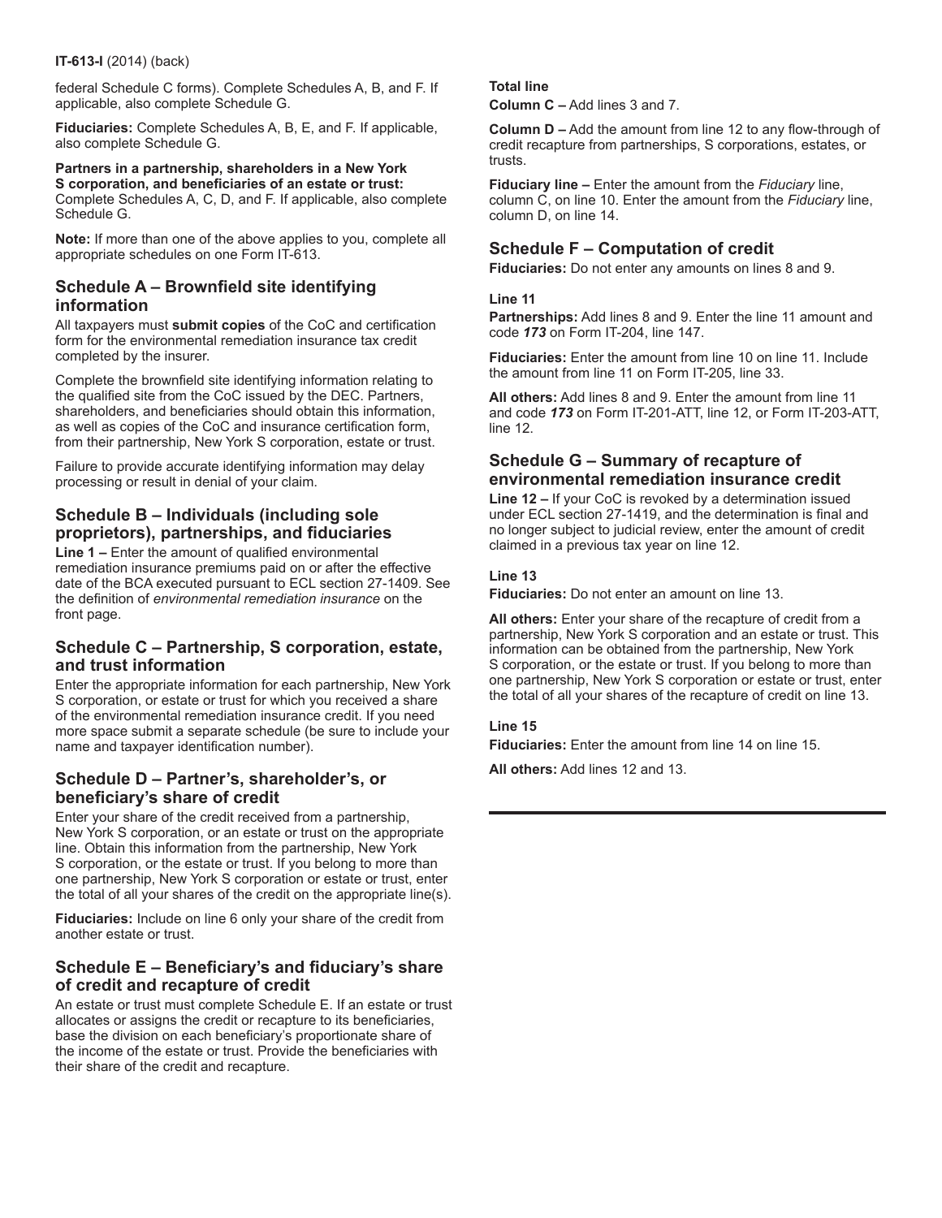federal Schedule C forms). Complete Schedules A, B, and F. If applicable, also complete Schedule G.

**Fiduciaries:** Complete Schedules A, B, E, and F. If applicable, also complete Schedule G.

**Partners in a partnership, shareholders in a New York S corporation, and beneficiaries of an estate or trust:** Complete Schedules A, C, D, and F. If applicable, also complete Schedule G.

**Note:** If more than one of the above applies to you, complete all appropriate schedules on one Form IT-613.

## Schedule A – Brownfield site identifying information

All taxpayers must **submit copies** of the CoC and certification form for the environmental remediation insurance tax credit completed by the insurer.

Complete the brownfield site identifying information relating to the qualified site from the CoC issued by the DEC. Partners, shareholders, and beneficiaries should obtain this information, as well as copies of the CoC and insurance certification form, from their partnership, New York S corporation, estate or trust.

Failure to provide accurate identifying information may delay processing or result in denial of your claim.

## Schedule B – Individuals (including sole proprietors), partnerships, and fiduciaries

**Line 1 –** Enter the amount of qualified environmental remediation insurance premiums paid on or after the effective date of the BCA executed pursuant to ECL section 27-1409. See the definition of *environmental remediation insurance* on the front page.

## Schedule C – Partnership, S corporation, estate, and trust information

Enter the appropriate information for each partnership, New York S corporation, or estate or trust for which you received a share of the environmental remediation insurance credit. If you need more space submit a separate schedule (be sure to include your name and taxpayer identification number).

## Schedule D – Partner's, shareholder's, or beneficiary's share of credit

Enter your share of the credit received from a partnership, New York S corporation, or an estate or trust on the appropriate line. Obtain this information from the partnership, New York S corporation, or the estate or trust. If you belong to more than one partnership, New York S corporation or estate or trust, enter the total of all your shares of the credit on the appropriate line(s).

**Fiduciaries:** Include on line 6 only your share of the credit from another estate or trust.

## Schedule E – Beneficiary's and fiduciary's share of credit and recapture of credit

An estate or trust must complete Schedule E. If an estate or trust allocates or assigns the credit or recapture to its beneficiaries, base the division on each beneficiary's proportionate share of the income of the estate or trust. Provide the beneficiaries with their share of the credit and recapture.

**Total line**

**Column C –** Add lines 3 and 7.

**Column D –** Add the amount from line 12 to any flow-through of credit recapture from partnerships, S corporations, estates, or trusts.

**Fiduciary line –** Enter the amount from the *Fiduciary* line, column C, on line 10. Enter the amount from the *Fiduciary* line, column D, on line 14.

## Schedule F – Computation of credit

**Fiduciaries:** Do not enter any amounts on lines 8 and 9.

**Line 11**

**Partnerships:** Add lines 8 and 9. Enter the line 11 amount and code ***173*** on Form IT-204, line 147.

**Fiduciaries:** Enter the amount from line 10 on line 11. Include the amount from line 11 on Form IT-205, line 33.

**All others:** Add lines 8 and 9. Enter the amount from line 11 and code ***173*** on Form IT-201-ATT, line 12, or Form IT-203-ATT, line 12.

## Schedule G – Summary of recapture of environmental remediation insurance credit

**Line 12 –** If your CoC is revoked by a determination issued under ECL section 27-1419, and the determination is final and no longer subject to judicial review, enter the amount of credit claimed in a previous tax year on line 12.

**Line 13**

**Fiduciaries:** Do not enter an amount on line 13.

**All others:** Enter your share of the recapture of credit from a partnership, New York S corporation and an estate or trust. This information can be obtained from the partnership, New York S corporation, or the estate or trust. If you belong to more than one partnership, New York S corporation or estate or trust, enter the total of all your shares of the recapture of credit on line 13.

**Line 15**

**Fiduciaries:** Enter the amount from line 14 on line 15.

**All others:** Add lines 12 and 13.